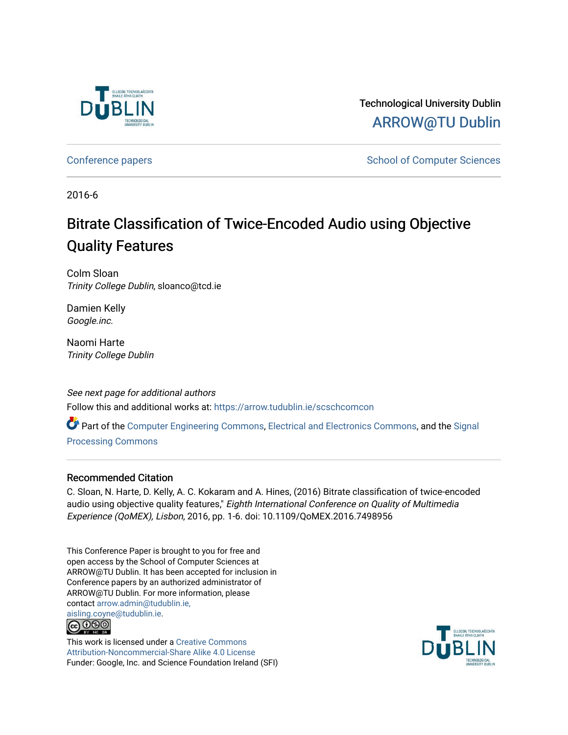Technological University Dublin

ARROW@TU Dublin

Conference papers | School of Computer Sciences

2016-6

# Bitrate Classification of Twice-Encoded Audio using Objective Quality Features

Colm Sloan
*Trinity College Dublin*, sloanco@tcd.ie

Damien Kelly
*Google.inc.*

Naomi Harte
*Trinity College Dublin*

*See next page for additional authors*

Follow this and additional works at: https://arrow.tudublin.ie/scschcomcon

Part of the Computer Engineering Commons, Electrical and Electronics Commons, and the Signal Processing Commons

## Recommended Citation

C. Sloan, N. Harte, D. Kelly, A. C. Kokaram and A. Hines, (2016) Bitrate classification of twice-encoded audio using objective quality features," *Eighth International Conference on Quality of Multimedia Experience (QoMEX), Lisbon*, 2016, pp. 1-6. doi: 10.1109/QoMEX.2016.7498956

This Conference Paper is brought to you for free and open access by the School of Computer Sciences at ARROW@TU Dublin. It has been accepted for inclusion in Conference papers by an authorized administrator of ARROW@TU Dublin. For more information, please contact arrow.admin@tudublin.ie, aisling.coyne@tudublin.ie.

This work is licensed under a Creative Commons Attribution-Noncommercial-Share Alike 4.0 License
Funder: Google, Inc. and Science Foundation Ireland (SFI)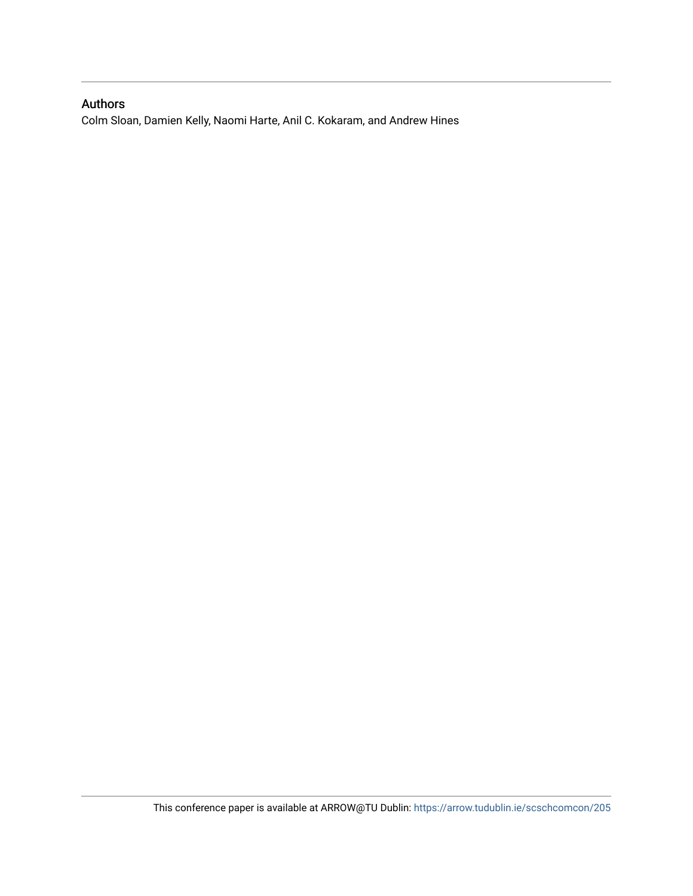## Authors

Colm Sloan, Damien Kelly, Naomi Harte, Anil C. Kokaram, and Andrew Hines

This conference paper is available at ARROW@TU Dublin: https://arrow.tudublin.ie/scschcomcon/205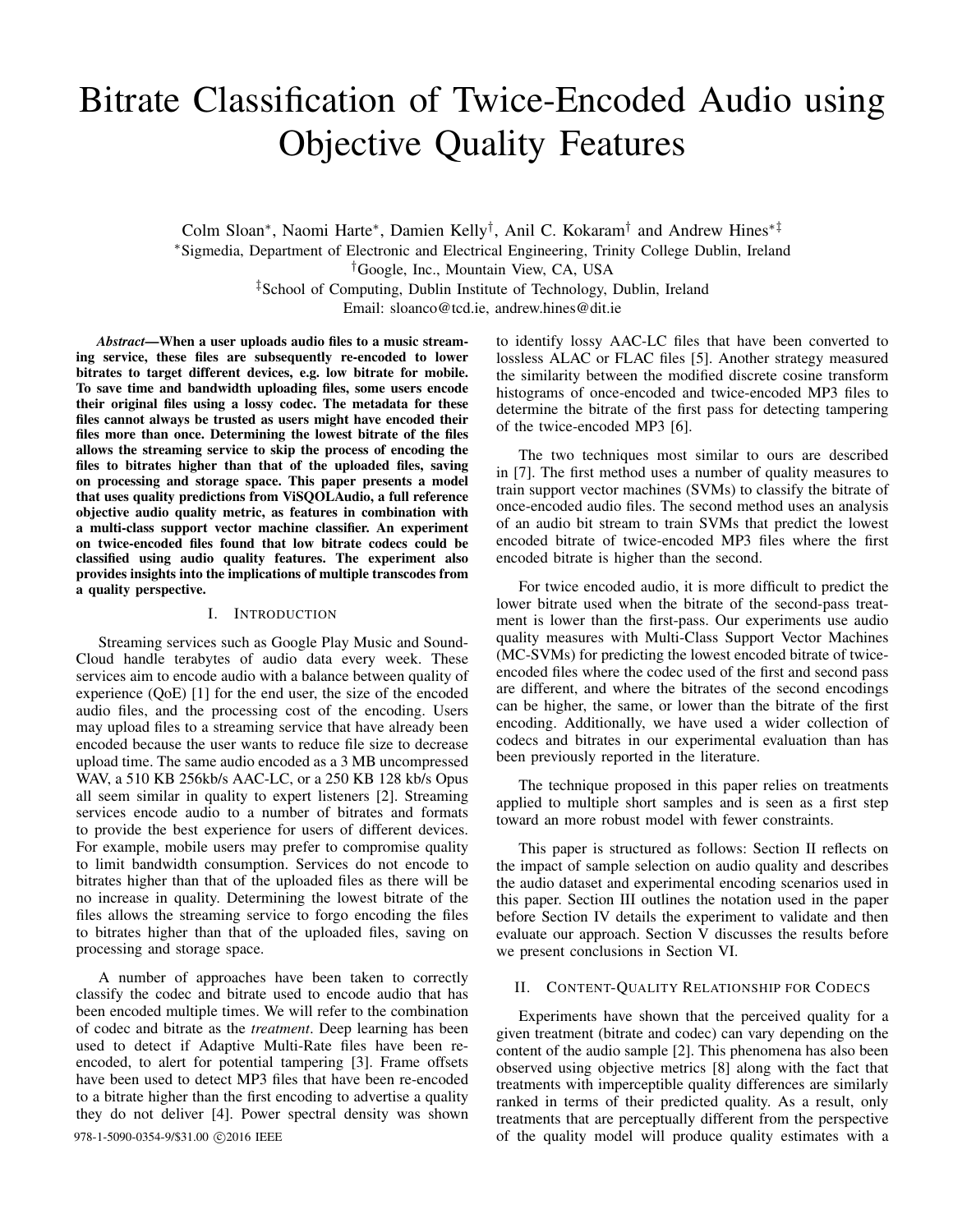# Bitrate Classification of Twice-Encoded Audio using Objective Quality Features

Colm Sloan[*], Naomi Harte[*], Damien Kelly[†], Anil C. Kokaram[†] and Andrew Hines[*‡]

[*]Sigmedia, Department of Electronic and Electrical Engineering, Trinity College Dublin, Ireland

[†]Google, Inc., Mountain View, CA, USA

[‡]School of Computing, Dublin Institute of Technology, Dublin, Ireland

Email: sloanco@tcd.ie, andrew.hines@dit.ie

***Abstract*—When a user uploads audio files to a music streaming service, these files are subsequently re-encoded to lower bitrates to target different devices, e.g. low bitrate for mobile. To save time and bandwidth uploading files, some users encode their original files using a lossy codec. The metadata for these files cannot always be trusted as users might have encoded their files more than once. Determining the lowest bitrate of the files allows the streaming service to skip the process of encoding the files to bitrates higher than that of the uploaded files, saving on processing and storage space. This paper presents a model that uses quality predictions from ViSQOLAudio, a full reference objective audio quality metric, as features in combination with a multi-class support vector machine classifier. An experiment on twice-encoded files found that low bitrate codecs could be classified using audio quality features. The experiment also provides insights into the implications of multiple transcodes from a quality perspective.**

## I. Introduction

Streaming services such as Google Play Music and SoundCloud handle terabytes of audio data every week. These services aim to encode audio with a balance between quality of experience (QoE) [1] for the end user, the size of the encoded audio files, and the processing cost of the encoding. Users may upload files to a streaming service that have already been encoded because the user wants to reduce file size to decrease upload time. The same audio encoded as a 3 MB uncompressed WAV, a 510 KB 256kb/s AAC-LC, or a 250 KB 128 kb/s Opus all seem similar in quality to expert listeners [2]. Streaming services encode audio to a number of bitrates and formats to provide the best experience for users of different devices. For example, mobile users may prefer to compromise quality to limit bandwidth consumption. Services do not encode to bitrates higher than that of the uploaded files as there will be no increase in quality. Determining the lowest bitrate of the files allows the streaming service to forgo encoding the files to bitrates higher than that of the uploaded files, saving on processing and storage space.

A number of approaches have been taken to correctly classify the codec and bitrate used to encode audio that has been encoded multiple times. We will refer to the combination of codec and bitrate as the *treatment*. Deep learning has been used to detect if Adaptive Multi-Rate files have been re-encoded, to alert for potential tampering [3]. Frame offsets have been used to detect MP3 files that have been re-encoded to a bitrate higher than the first encoding to advertise a quality they do not deliver [4]. Power spectral density was shown to identify lossy AAC-LC files that have been converted to lossless ALAC or FLAC files [5]. Another strategy measured the similarity between the modified discrete cosine transform histograms of once-encoded and twice-encoded MP3 files to determine the bitrate of the first pass for detecting tampering of the twice-encoded MP3 [6].

The two techniques most similar to ours are described in [7]. The first method uses a number of quality measures to train support vector machines (SVMs) to classify the bitrate of once-encoded audio files. The second method uses an analysis of an audio bit stream to train SVMs that predict the lowest encoded bitrate of twice-encoded MP3 files where the first encoded bitrate is higher than the second.

For twice encoded audio, it is more difficult to predict the lower bitrate used when the bitrate of the second-pass treatment is lower than the first-pass. Our experiments use audio quality measures with Multi-Class Support Vector Machines (MC-SVMs) for predicting the lowest encoded bitrate of twice-encoded files where the codec used of the first and second pass are different, and where the bitrates of the second encodings can be higher, the same, or lower than the bitrate of the first encoding. Additionally, we have used a wider collection of codecs and bitrates in our experimental evaluation than has been previously reported in the literature.

The technique proposed in this paper relies on treatments applied to multiple short samples and is seen as a first step toward an more robust model with fewer constraints.

This paper is structured as follows: Section II reflects on the impact of sample selection on audio quality and describes the audio dataset and experimental encoding scenarios used in this paper. Section III outlines the notation used in the paper before Section IV details the experiment to validate and then evaluate our approach. Section V discusses the results before we present conclusions in Section VI.

## II. Content-Quality Relationship for Codecs

Experiments have shown that the perceived quality for a given treatment (bitrate and codec) can vary depending on the content of the audio sample [2]. This phenomena has also been observed using objective metrics [8] along with the fact that treatments with imperceptible quality differences are similarly ranked in terms of their predicted quality. As a result, only treatments that are perceptually different from the perspective of the quality model will produce quality estimates with a

978-1-5090-0354-9/$31.00 ©2016 IEEE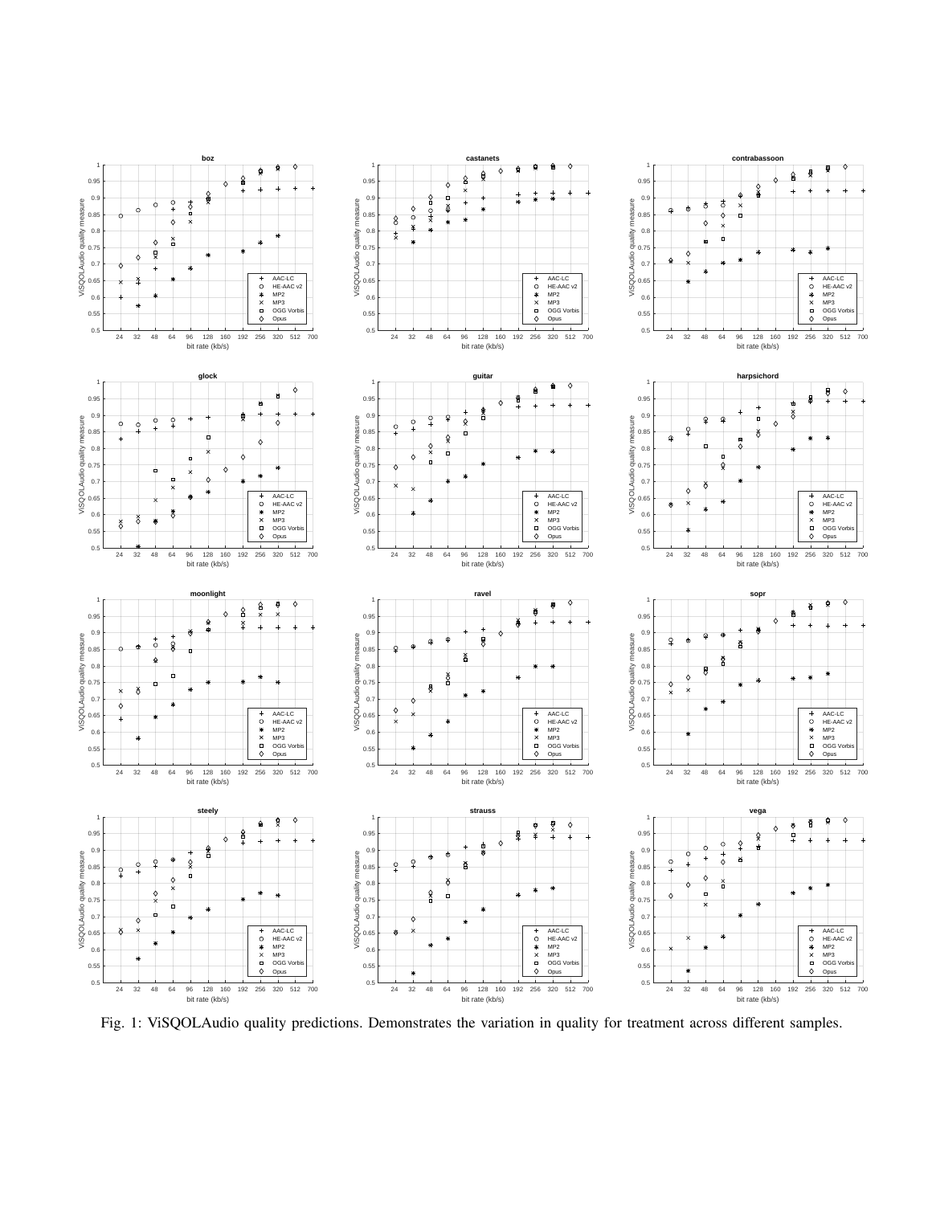Fig. 1: ViSQOLAudio quality predictions. Demonstrates the variation in quality for treatment across different samples.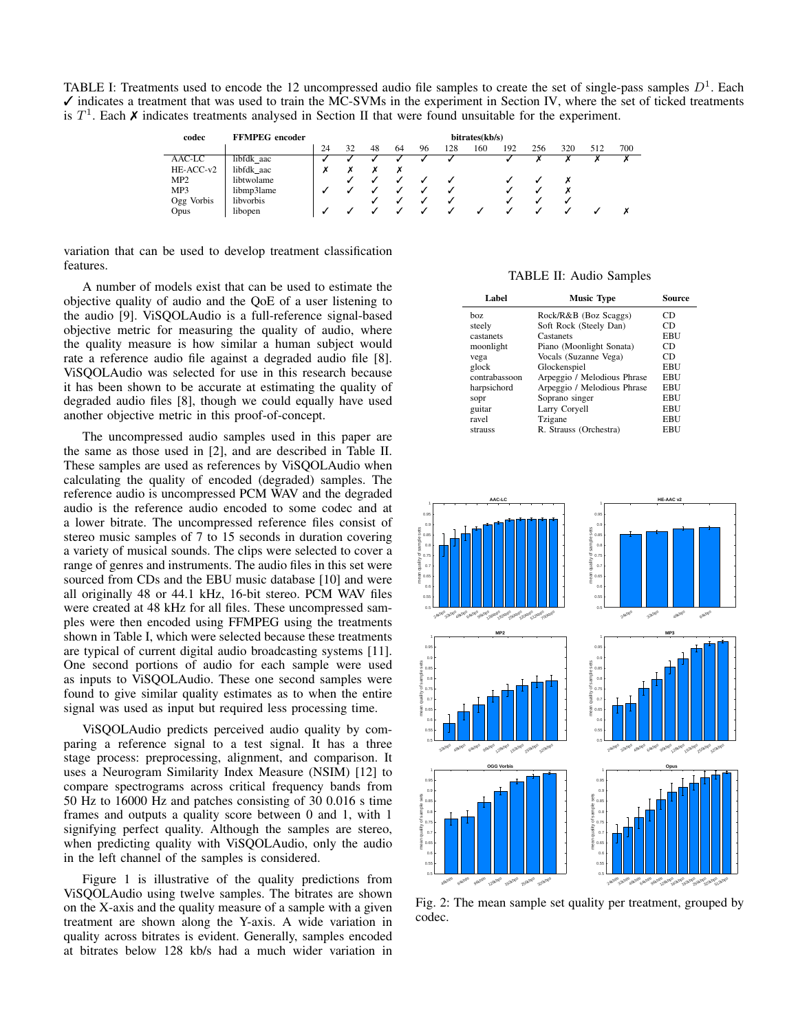TABLE I: Treatments used to encode the 12 uncompressed audio file samples to create the set of single-pass samples $D^1$. Each ✓ indicates a treatment that was used to train the MC-SVMs in the experiment in Section IV, where the set of ticked treatments is $T^1$. Each ✗ indicates treatments analysed in Section II that were found unsuitable for the experiment.

| codec | FFMPEG encoder | bitrates(kb/s) | | | | | | | | | | | |
|---|---|---|---|---|---|---|---|---|---|---|---|---|---|
| | | 24 | 32 | 48 | 64 | 96 | 128 | 160 | 192 | 256 | 320 | 512 | 700 |
| AAC-LC | libfdk_aac | ✓ | ✓ | ✓ | ✓ | ✓ | ✓ | | ✓ | ✗ | ✗ | ✗ | ✗ |
| HE-ACC-v2 | libfdk_aac | ✗ | ✗ | ✗ | ✗ | | | | | | | | |
| MP2 | libtwolame | | ✓ | ✓ | ✓ | ✓ | ✓ | | ✓ | ✓ | ✗ | | |
| MP3 | libmp3lame | ✓ | ✓ | ✓ | ✓ | ✓ | ✓ | | ✓ | ✓ | ✗ | | |
| Ogg Vorbis | libvorbis | | | ✓ | ✓ | ✓ | ✓ | | ✓ | ✓ | ✓ | | |
| Opus | libopen | ✓ | ✓ | ✓ | ✓ | ✓ | ✓ | ✓ | ✓ | ✓ | ✓ | ✓ | ✗ |

variation that can be used to develop treatment classification features.

A number of models exist that can be used to estimate the objective quality of audio and the QoE of a user listening to the audio [9]. ViSQOLAudio is a full-reference signal-based objective metric for measuring the quality of audio, where the quality measure is how similar a human subject would rate a reference audio file against a degraded audio file [8]. ViSQOLAudio was selected for use in this research because it has been shown to be accurate at estimating the quality of degraded audio files [8], though we could equally have used another objective metric in this proof-of-concept.

The uncompressed audio samples used in this paper are the same as those used in [2], and are described in Table II. These samples are used as references by ViSQOLAudio when calculating the quality of encoded (degraded) samples. The reference audio is uncompressed PCM WAV and the degraded audio is the reference audio encoded to some codec and at a lower bitrate. The uncompressed reference files consist of stereo music samples of 7 to 15 seconds in duration covering a variety of musical sounds. The clips were selected to cover a range of genres and instruments. The audio files in this set were sourced from CDs and the EBU music database [10] and were all originally 48 or 44.1 kHz, 16-bit stereo. PCM WAV files were created at 48 kHz for all files. These uncompressed samples were then encoded using FFMPEG using the treatments shown in Table I, which were selected because these treatments are typical of current digital audio broadcasting systems [11]. One second portions of audio for each sample were used as inputs to ViSQOLAudio. These one second samples were found to give similar quality estimates as to when the entire signal was used as input but required less processing time.

ViSQOLAudio predicts perceived audio quality by comparing a reference signal to a test signal. It has a three stage process: preprocessing, alignment, and comparison. It uses a Neurogram Similarity Index Measure (NSIM) [12] to compare spectrograms across critical frequency bands from 50 Hz to 16000 Hz and patches consisting of 30 0.016 s time frames and outputs a quality score between 0 and 1, with 1 signifying perfect quality. Although the samples are stereo, when predicting quality with ViSQOLAudio, only the audio in the left channel of the samples is considered.

Figure 1 is illustrative of the quality predictions from ViSQOLAudio using twelve samples. The bitrates are shown on the X-axis and the quality measure of a sample with a given treatment are shown along the Y-axis. A wide variation in quality across bitrates is evident. Generally, samples encoded at bitrates below 128 kb/s had a much wider variation in

TABLE II: Audio Samples

| Label | Music Type | Source |
|---|---|---|
| boz | Rock/R&B (Boz Scaggs) | CD |
| steely | Soft Rock (Steely Dan) | CD |
| castanets | Castanets | EBU |
| moonlight | Piano (Moonlight Sonata) | CD |
| vega | Vocals (Suzanne Vega) | CD |
| glock | Glockenspiel | EBU |
| contrabassoon | Arpeggio / Melodious Phrase | EBU |
| harpsichord | Arpeggio / Melodious Phrase | EBU |
| sopr | Soprano singer | EBU |
| guitar | Larry Coryell | EBU |
| ravel | Tzigane | EBU |
| strauss | R. Strauss (Orchestra) | EBU |

Fig. 2: The mean sample set quality per treatment, grouped by codec.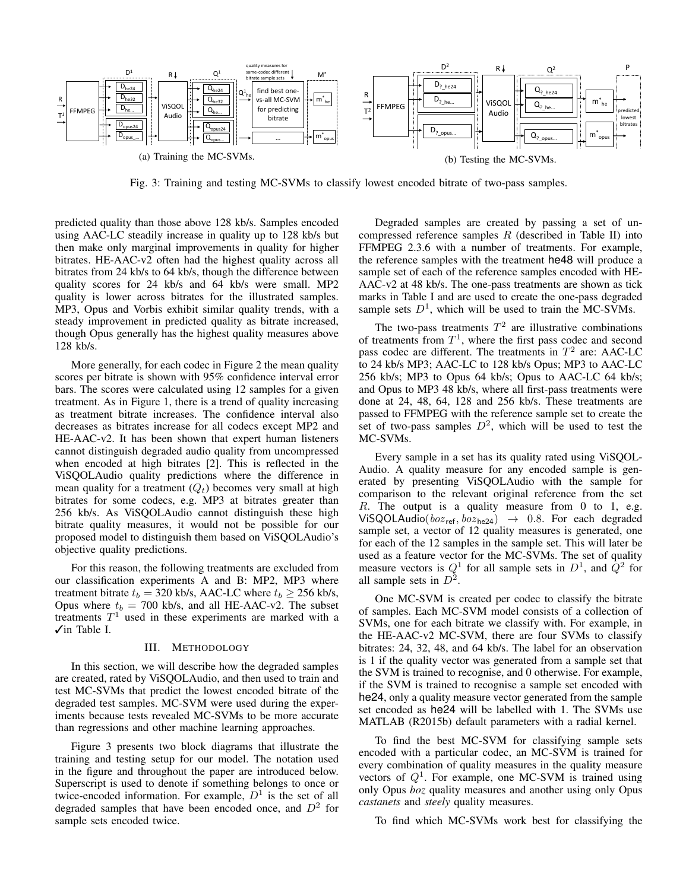(a) Training the MC-SVMs.

(b) Testing the MC-SVMs.

Fig. 3: Training and testing MC-SVMs to classify lowest encoded bitrate of two-pass samples.

predicted quality than those above 128 kb/s. Samples encoded using AAC-LC steadily increase in quality up to 128 kb/s but then make only marginal improvements in quality for higher bitrates. HE-AAC-v2 often had the highest quality across all bitrates from 24 kb/s to 64 kb/s, though the difference between quality scores for 24 kb/s and 64 kb/s were small. MP2 quality is lower across bitrates for the illustrated samples. MP3, Opus and Vorbis exhibit similar quality trends, with a steady improvement in predicted quality as bitrate increased, though Opus generally has the highest quality measures above 128 kb/s.

More generally, for each codec in Figure 2 the mean quality scores per bitrate is shown with 95% confidence interval error bars. The scores were calculated using 12 samples for a given treatment. As in Figure 1, there is a trend of quality increasing as treatment bitrate increases. The confidence interval also decreases as bitrates increase for all codecs except MP2 and HE-AAC-v2. It has been shown that expert human listeners cannot distinguish degraded audio quality from uncompressed when encoded at high bitrates [2]. This is reflected in the ViSQOLAudio quality predictions where the difference in mean quality for a treatment ($Q_t$) becomes very small at high bitrates for some codecs, e.g. MP3 at bitrates greater than 256 kb/s. As ViSQOLAudio cannot distinguish these high bitrate quality measures, it would not be possible for our proposed model to distinguish them based on ViSQOLAudio's objective quality predictions.

For this reason, the following treatments are excluded from our classification experiments A and B: MP2, MP3 where treatment bitrate $t_b = 320$ kb/s, AAC-LC where $t_b \geq 256$ kb/s, Opus where $t_b = 700$ kb/s, and all HE-AAC-v2. The subset treatments $T^1$ used in these experiments are marked with a ✓in Table I.

## III. Methodology

In this section, we will describe how the degraded samples are created, rated by ViSQOLAudio, and then used to train and test MC-SVMs that predict the lowest encoded bitrate of the degraded test samples. MC-SVM were used during the experiments because tests revealed MC-SVMs to be more accurate than regressions and other machine learning approaches.

Figure 3 presents two block diagrams that illustrate the training and testing setup for our model. The notation used in the figure and throughout the paper are introduced below. Superscript is used to denote if something belongs to once or twice-encoded information. For example, $D^1$ is the set of all degraded samples that have been encoded once, and $D^2$ for sample sets encoded twice.

Degraded samples are created by passing a set of uncompressed reference samples $R$ (described in Table II) into FFMPEG 2.3.6 with a number of treatments. For example, the reference samples with the treatment he48 will produce a sample set of each of the reference samples encoded with HE-AAC-v2 at 48 kb/s. The one-pass treatments are shown as tick marks in Table I and are used to create the one-pass degraded sample sets $D^1$, which will be used to train the MC-SVMs.

The two-pass treatments $T^2$ are illustrative combinations of treatments from $T^1$, where the first pass codec and second pass codec are different. The treatments in $T^2$ are: AAC-LC to 24 kb/s MP3; AAC-LC to 128 kb/s Opus; MP3 to AAC-LC 256 kb/s; MP3 to Opus 64 kb/s; Opus to AAC-LC 64 kb/s; and Opus to MP3 48 kb/s, where all first-pass treatments were done at 24, 48, 64, 128 and 256 kb/s. These treatments are passed to FFMPEG with the reference sample set to create the set of two-pass samples $D^2$, which will be used to test the MC-SVMs.

Every sample in a set has its quality rated using ViSQOLAudio. A quality measure for any encoded sample is generated by presenting ViSQOLAudio with the sample for comparison to the relevant original reference from the set $R$. The output is a quality measure from 0 to 1, e.g. $\text{ViSQOLAudio}(boz_{\text{ref}}, boz_{\text{he24}}) \rightarrow 0.8$. For each degraded sample set, a vector of 12 quality measures is generated, one for each of the 12 samples in the sample set. This will later be used as a feature vector for the MC-SVMs. The set of quality measure vectors is $Q^1$ for all sample sets in $D^1$, and $Q^2$ for all sample sets in $D^2$.

One MC-SVM is created per codec to classify the bitrate of samples. Each MC-SVM model consists of a collection of SVMs, one for each bitrate we classify with. For example, in the HE-AAC-v2 MC-SVM, there are four SVMs to classify bitrates: 24, 32, 48, and 64 kb/s. The label for an observation is 1 if the quality vector was generated from a sample set that the SVM is trained to recognise, and 0 otherwise. For example, if the SVM is trained to recognise a sample set encoded with he24, only a quality measure vector generated from the sample set encoded as he24 will be labelled with 1. The SVMs use MATLAB (R2015b) default parameters with a radial kernel.

To find the best MC-SVM for classifying sample sets encoded with a particular codec, an MC-SVM is trained for every combination of quality measures in the quality measure vectors of $Q^1$. For example, one MC-SVM is trained using only Opus *boz* quality measures and another using only Opus *castanets* and *steely* quality measures.

To find which MC-SVMs work best for classifying the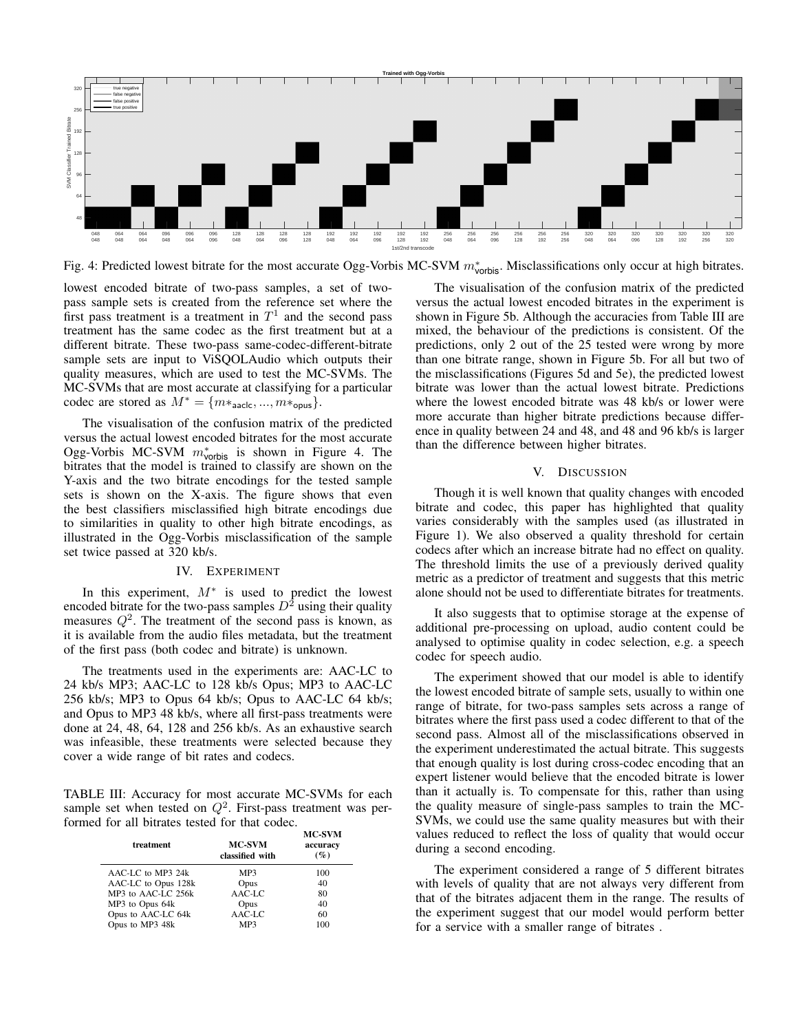Fig. 4: Predicted lowest bitrate for the most accurate Ogg-Vorbis MC-SVM $m^*_{\text{vorbis}}$. Misclassifications only occur at high bitrates.

lowest encoded bitrate of two-pass samples, a set of two-pass sample sets is created from the reference set where the first pass treatment is a treatment in $T^1$ and the second pass treatment has the same codec as the first treatment but at a different bitrate. These two-pass same-codec-different-bitrate sample sets are input to ViSQOLAudio which outputs their quality measures, which are used to test the MC-SVMs. The MC-SVMs that are most accurate at classifying for a particular codec are stored as $M^* = \{m*_{\text{aaclc}}, ..., m*_{\text{opus}}\}$.

The visualisation of the confusion matrix of the predicted versus the actual lowest encoded bitrates for the most accurate Ogg-Vorbis MC-SVM $m^*_{\text{vorbis}}$ is shown in Figure 4. The bitrates that the model is trained to classify are shown on the Y-axis and the two bitrate encodings for the tested sample sets is shown on the X-axis. The figure shows that even the best classifiers misclassified high bitrate encodings due to similarities in quality to other high bitrate encodings, as illustrated in the Ogg-Vorbis misclassification of the sample set twice passed at 320 kb/s.

## IV. Experiment

In this experiment, $M^*$ is used to predict the lowest encoded bitrate for the two-pass samples $D^2$ using their quality measures $Q^2$. The treatment of the second pass is known, as it is available from the audio files metadata, but the treatment of the first pass (both codec and bitrate) is unknown.

The treatments used in the experiments are: AAC-LC to 24 kb/s MP3; AAC-LC to 128 kb/s Opus; MP3 to AAC-LC 256 kb/s; MP3 to Opus 64 kb/s; Opus to AAC-LC 64 kb/s; and Opus to MP3 48 kb/s, where all first-pass treatments were done at 24, 48, 64, 128 and 256 kb/s. As an exhaustive search was infeasible, these treatments were selected because they cover a wide range of bit rates and codecs.

TABLE III: Accuracy for most accurate MC-SVMs for each sample set when tested on $Q^2$. First-pass treatment was performed for all bitrates tested for that codec.

| treatment | MC-SVM classified with | MC-SVM accuracy (%) |
|---|---|---|
| AAC-LC to MP3 24k | MP3 | 100 |
| AAC-LC to Opus 128k | Opus | 40 |
| MP3 to AAC-LC 256k | AAC-LC | 80 |
| MP3 to Opus 64k | Opus | 40 |
| Opus to AAC-LC 64k | AAC-LC | 60 |
| Opus to MP3 48k | MP3 | 100 |

The visualisation of the confusion matrix of the predicted versus the actual lowest encoded bitrates in the experiment is shown in Figure 5b. Although the accuracies from Table III are mixed, the behaviour of the predictions is consistent. Of the predictions, only 2 out of the 25 tested were wrong by more than one bitrate range, shown in Figure 5b. For all but two of the misclassifications (Figures 5d and 5e), the predicted lowest bitrate was lower than the actual lowest bitrate. Predictions where the lowest encoded bitrate was 48 kb/s or lower were more accurate than higher bitrate predictions because difference in quality between 24 and 48, and 48 and 96 kb/s is larger than the difference between higher bitrates.

## V. Discussion

Though it is well known that quality changes with encoded bitrate and codec, this paper has highlighted that quality varies considerably with the samples used (as illustrated in Figure 1). We also observed a quality threshold for certain codecs after which an increase bitrate had no effect on quality. The threshold limits the use of a previously derived quality metric as a predictor of treatment and suggests that this metric alone should not be used to differentiate bitrates for treatments.

It also suggests that to optimise storage at the expense of additional pre-processing on upload, audio content could be analysed to optimise quality in codec selection, e.g. a speech codec for speech audio.

The experiment showed that our model is able to identify the lowest encoded bitrate of sample sets, usually to within one range of bitrate, for two-pass samples sets across a range of bitrates where the first pass used a codec different to that of the second pass. Almost all of the misclassifications observed in the experiment underestimated the actual bitrate. This suggests that enough quality is lost during cross-codec encoding that an expert listener would believe that the encoded bitrate is lower than it actually is. To compensate for this, rather than using the quality measure of single-pass samples to train the MC-SVMs, we could use the same quality measures but with their values reduced to reflect the loss of quality that would occur during a second encoding.

The experiment considered a range of 5 different bitrates with levels of quality that are not always very different from that of the bitrates adjacent them in the range. The results of the experiment suggest that our model would perform better for a service with a smaller range of bitrates .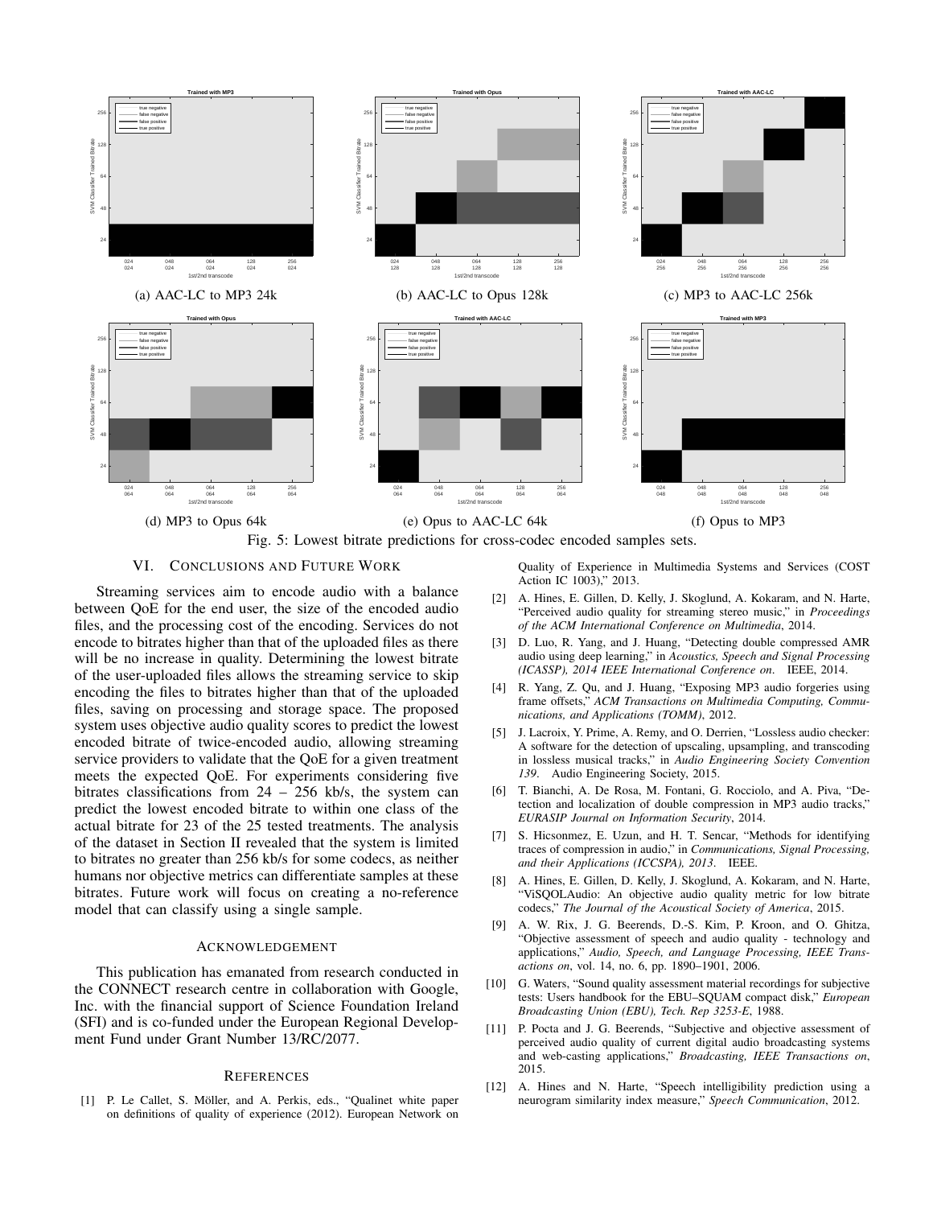Trained with MP3

true negative
false negative
false positive
true positive

SVM Classifier Trained Bitrate

256
128
64
48
24

024 024
048 024
064 024
128 024
256 024

1st/2nd transcode

(a) AAC-LC to MP3 24k

Trained with Opus

true negative
false negative
false positive
true positive

SVM Classifier Trained Bitrate

256
128
64
48
24

024 128
048 128
064 128
128 128
256 128

1st/2nd transcode

(b) AAC-LC to Opus 128k

Trained with AAC-LC

true negative
false negative
false positive
true positive

SVM Classifier Trained Bitrate

256
128
64
48
24

024 256
048 256
064 256
128 256
256 256

1st/2nd transcode

(c) MP3 to AAC-LC 256k

Trained with Opus

true negative
false negative
false positive
true positive

SVM Classifier Trained Bitrate

256
128
64
48
24

024 064
048 064
064 064
128 064
256 064

1st/2nd transcode

(d) MP3 to Opus 64k

Trained with AAC-LC

true negative
false negative
false positive
true positive

SVM Classifier Trained Bitrate

256
128
64
48
24

024 064
048 064
064 064
128 064
256 064

1st/2nd transcode

(e) Opus to AAC-LC 64k

Trained with MP3

true negative
false negative
false positive
true positive

SVM Classifier Trained Bitrate

256
128
64
48
24

024 048
048 048
064 048
128 048
256 048

1st/2nd transcode

(f) Opus to MP3

Fig. 5: Lowest bitrate predictions for cross-codec encoded samples sets.

## VI. Conclusions and Future Work

Streaming services aim to encode audio with a balance between QoE for the end user, the size of the encoded audio files, and the processing cost of the encoding. Services do not encode to bitrates higher than that of the uploaded files as there will be no increase in quality. Determining the lowest bitrate of the user-uploaded files allows the streaming service to skip encoding the files to bitrates higher than that of the uploaded files, saving on processing and storage space. The proposed system uses objective audio quality scores to predict the lowest encoded bitrate of twice-encoded audio, allowing streaming service providers to validate that the QoE for a given treatment meets the expected QoE. For experiments considering five bitrates classifications from 24 – 256 kb/s, the system can predict the lowest encoded bitrate to within one class of the actual bitrate for 23 of the 25 tested treatments. The analysis of the dataset in Section II revealed that the system is limited to bitrates no greater than 256 kb/s for some codecs, as neither humans nor objective metrics can differentiate samples at these bitrates. Future work will focus on creating a no-reference model that can classify using a single sample.

## Acknowledgement

This publication has emanated from research conducted in the CONNECT research centre in collaboration with Google, Inc. with the financial support of Science Foundation Ireland (SFI) and is co-funded under the European Regional Development Fund under Grant Number 13/RC/2077.

## References

[1] P. Le Callet, S. Möller, and A. Perkis, eds., "Qualinet white paper on definitions of quality of experience (2012). European Network on Quality of Experience in Multimedia Systems and Services (COST Action IC 1003)," 2013.

[2] A. Hines, E. Gillen, D. Kelly, J. Skoglund, A. Kokaram, and N. Harte, "Perceived audio quality for streaming stereo music," in *Proceedings of the ACM International Conference on Multimedia*, 2014.

[3] D. Luo, R. Yang, and J. Huang, "Detecting double compressed AMR audio using deep learning," in *Acoustics, Speech and Signal Processing (ICASSP), 2014 IEEE International Conference on*. IEEE, 2014.

[4] R. Yang, Z. Qu, and J. Huang, "Exposing MP3 audio forgeries using frame offsets," *ACM Transactions on Multimedia Computing, Communications, and Applications (TOMM)*, 2012.

[5] J. Lacroix, Y. Prime, A. Remy, and O. Derrien, "Lossless audio checker: A software for the detection of upscaling, upsampling, and transcoding in lossless musical tracks," in *Audio Engineering Society Convention 139*. Audio Engineering Society, 2015.

[6] T. Bianchi, A. De Rosa, M. Fontani, G. Rocciolo, and A. Piva, "Detection and localization of double compression in MP3 audio tracks," *EURASIP Journal on Information Security*, 2014.

[7] S. Hicsonmez, E. Uzun, and H. T. Sencar, "Methods for identifying traces of compression in audio," in *Communications, Signal Processing, and their Applications (ICCSPA), 2013*. IEEE.

[8] A. Hines, E. Gillen, D. Kelly, J. Skoglund, A. Kokaram, and N. Harte, "ViSQOLAudio: An objective audio quality metric for low bitrate codecs," *The Journal of the Acoustical Society of America*, 2015.

[9] A. W. Rix, J. G. Beerends, D.-S. Kim, P. Kroon, and O. Ghitza, "Objective assessment of speech and audio quality - technology and applications," *Audio, Speech, and Language Processing, IEEE Transactions on*, vol. 14, no. 6, pp. 1890–1901, 2006.

[10] G. Waters, "Sound quality assessment material recordings for subjective tests: Users handbook for the EBU–SQUAM compact disk," *European Broadcasting Union (EBU), Tech. Rep 3253-E*, 1988.

[11] P. Pocta and J. G. Beerends, "Subjective and objective assessment of perceived audio quality of current digital audio broadcasting systems and web-casting applications," *Broadcasting, IEEE Transactions on*, 2015.

[12] A. Hines and N. Harte, "Speech intelligibility prediction using a neurogram similarity index measure," *Speech Communication*, 2012.